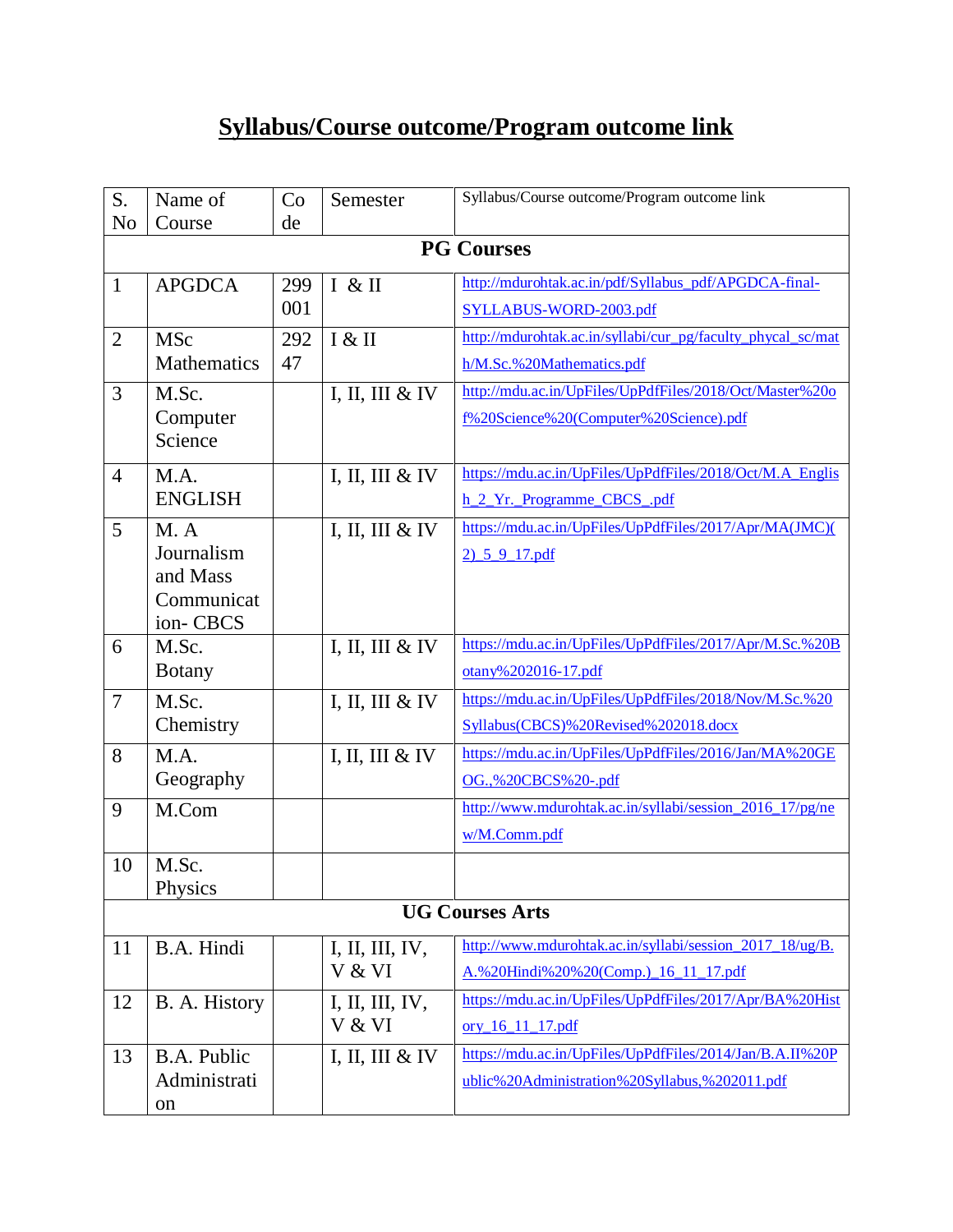# Syllabus/Course outcome/Program outcome link

| S. No | Name of Course | Code | Semester | Syllabus/Course outcome/Program outcome link |
|---|---|---|---|---|
| **PG Courses** | | | | |
| 1 | APGDCA | 299001 | I & II | http://mdurohtak.ac.in/pdf/Syllabus_pdf/APGDCA-final-SYLLABUS-WORD-2003.pdf |
| 2 | MSc Mathematics | 29247 | I & II | http://mdurohtak.ac.in/syllabi/cur_pg/faculty_phycal_sc/math/M.Sc.%20Mathematics.pdf |
| 3 | M.Sc. Computer Science | | I, II, III & IV | http://mdu.ac.in/UpFiles/UpPdfFiles/2018/Oct/Master%20of%20Science%20(Computer%20Science).pdf |
| 4 | M.A. ENGLISH | | I, II, III & IV | https://mdu.ac.in/UpFiles/UpPdfFiles/2018/Oct/M.A_English_2_Yr._Programme_CBCS_.pdf |
| 5 | M. A Journalism and Mass Communication- CBCS | | I, II, III & IV | https://mdu.ac.in/UpFiles/UpPdfFiles/2017/Apr/MA(JMC)(2)_5_9_17.pdf |
| 6 | M.Sc. Botany | | I, II, III & IV | https://mdu.ac.in/UpFiles/UpPdfFiles/2017/Apr/M.Sc.%20Botany%202016-17.pdf |
| 7 | M.Sc. Chemistry | | I, II, III & IV | https://mdu.ac.in/UpFiles/UpPdfFiles/2018/Nov/M.Sc.%20Syllabus(CBCS)%20Revised%202018.docx |
| 8 | M.A. Geography | | I, II, III & IV | https://mdu.ac.in/UpFiles/UpPdfFiles/2016/Jan/MA%20GEOG.,%20CBCS%20-.pdf |
| 9 | M.Com | | | http://www.mdurohtak.ac.in/syllabi/session_2016_17/pg/new/M.Comm.pdf |
| 10 | M.Sc. Physics | | | |
| **UG Courses Arts** | | | | |
| 11 | B.A. Hindi | | I, II, III, IV, V & VI | http://www.mdurohtak.ac.in/syllabi/session_2017_18/ug/B.A.%20Hindi%20%20(Comp.)_16_11_17.pdf |
| 12 | B. A. History | | I, II, III, IV, V & VI | https://mdu.ac.in/UpFiles/UpPdfFiles/2017/Apr/BA%20History_16_11_17.pdf |
| 13 | B.A. Public Administration | | I, II, III & IV | https://mdu.ac.in/UpFiles/UpPdfFiles/2014/Jan/B.A.II%20Public%20Administration%20Syllabus,%202011.pdf |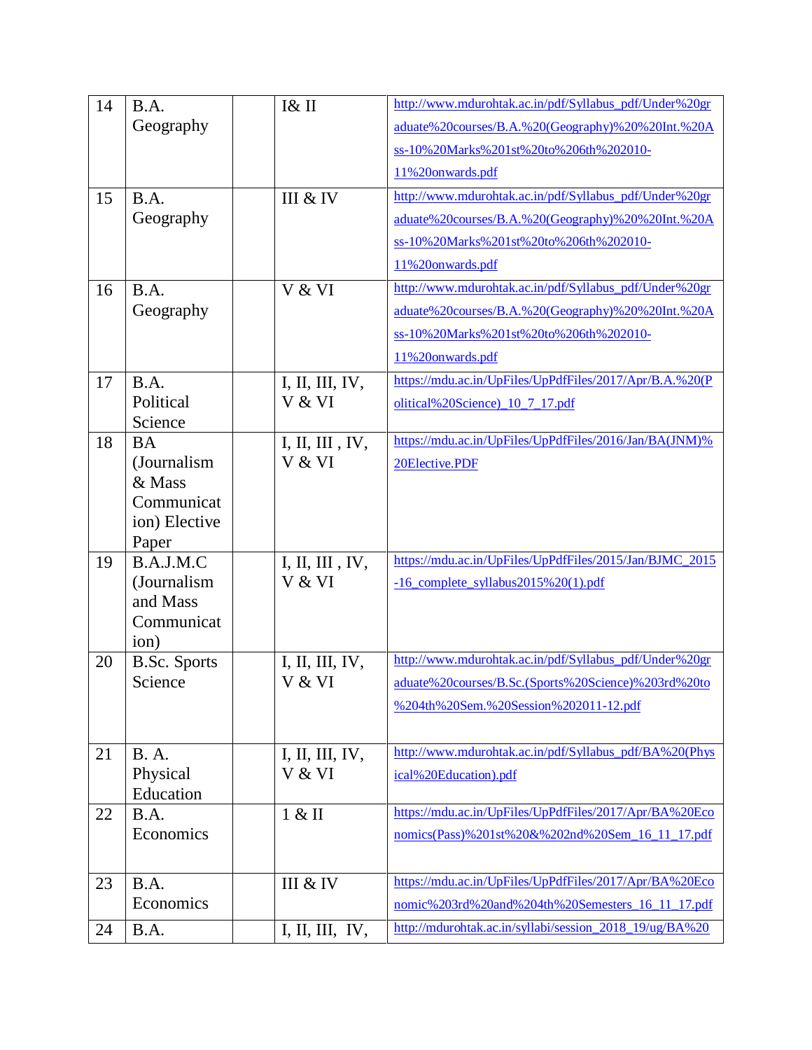| 14 | B.A. Geography | | I& II | http://www.mdurohtak.ac.in/pdf/Syllabus_pdf/Under%20graduate%20courses/B.A.%20(Geography)%20%20Int.%20Ass-10%20Marks%201st%20to%206th%202010-11%20onwards.pdf |
|---|---|---|---|---|
| 15 | B.A. Geography | | III & IV | http://www.mdurohtak.ac.in/pdf/Syllabus_pdf/Under%20graduate%20courses/B.A.%20(Geography)%20%20Int.%20Ass-10%20Marks%201st%20to%206th%202010-11%20onwards.pdf |
| 16 | B.A. Geography | | V & VI | http://www.mdurohtak.ac.in/pdf/Syllabus_pdf/Under%20graduate%20courses/B.A.%20(Geography)%20%20Int.%20Ass-10%20Marks%201st%20to%206th%202010-11%20onwards.pdf |
| 17 | B.A. Political Science | | I, II, III, IV, V & VI | https://mdu.ac.in/UpFiles/UpPdfFiles/2017/Apr/B.A.%20(Political%20Science)_10_7_17.pdf |
| 18 | BA (Journalism & Mass Communication) Elective Paper | | I, II, III , IV, V & VI | https://mdu.ac.in/UpFiles/UpPdfFiles/2016/Jan/BA(JNM)%20Elective.PDF |
| 19 | B.A.J.M.C (Journalism and Mass Communication) | | I, II, III , IV, V & VI | https://mdu.ac.in/UpFiles/UpPdfFiles/2015/Jan/BJMC_2015-16_complete_syllabus2015%20(1).pdf |
| 20 | B.Sc. Sports Science | | I, II, III, IV, V & VI | http://www.mdurohtak.ac.in/pdf/Syllabus_pdf/Under%20graduate%20courses/B.Sc.(Sports%20Science)%203rd%20to%204th%20Sem.%20Session%202011-12.pdf |
| 21 | B. A. Physical Education | | I, II, III, IV, V & VI | http://www.mdurohtak.ac.in/pdf/Syllabus_pdf/BA%20(Physical%20Education).pdf |
| 22 | B.A. Economics | | 1 & II | https://mdu.ac.in/UpFiles/UpPdfFiles/2017/Apr/BA%20Economics(Pass)%201st%20&%202nd%20Sem_16_11_17.pdf |
| 23 | B.A. Economics | | III & IV | https://mdu.ac.in/UpFiles/UpPdfFiles/2017/Apr/BA%20Economic%203rd%20and%204th%20Semesters_16_11_17.pdf |
| 24 | B.A. | | I, II, III, IV, | http://mdurohtak.ac.in/syllabi/session_2018_19/ug/BA%20 |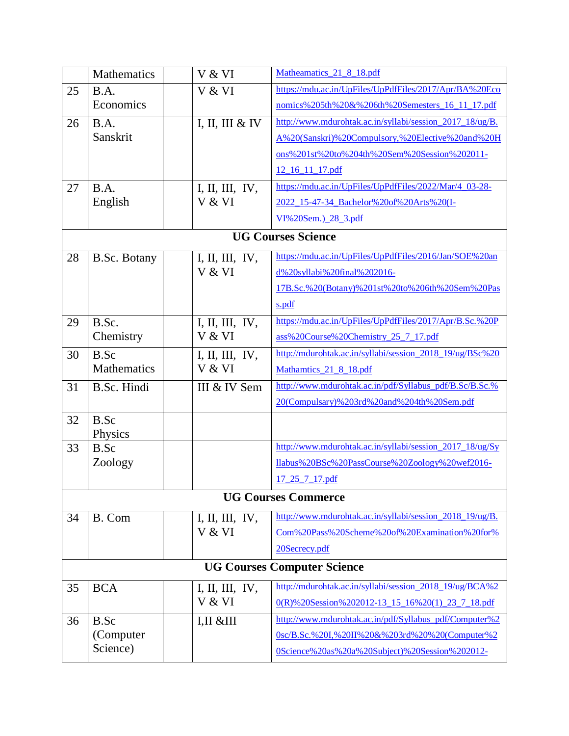| | | | | |
|---|---|---|---|---|
| | Mathematics | | V & VI | Matheamatics_21_8_18.pdf |
| 25 | B.A. Economics | | V & VI | https://mdu.ac.in/UpFiles/UpPdfFiles/2017/Apr/BA%20Economics%205th%20&%206th%20Semesters_16_11_17.pdf |
| 26 | B.A. Sanskrit | | I, II, III & IV | http://www.mdurohtak.ac.in/syllabi/session_2017_18/ug/B.A%20(Sanskri)%20Compulsory,%20Elective%20and%20Hons%201st%20to%204th%20Sem%20Session%202011-12_16_11_17.pdf |
| 27 | B.A. English | | I, II, III, IV, V & VI | https://mdu.ac.in/UpFiles/UpPdfFiles/2022/Mar/4_03-28-2022_15-47-34_Bachelor%20of%20Arts%20(I-VI%20Sem.)_28_3.pdf |
| **UG Courses Science** | | | | |
| 28 | B.Sc. Botany | | I, II, III, IV, V & VI | https://mdu.ac.in/UpFiles/UpPdfFiles/2016/Jan/SOE%20and%20syllabi%20final%202016-17B.Sc.%20(Botany)%201st%20to%206th%20Sem%20Pass.pdf |
| 29 | B.Sc. Chemistry | | I, II, III, IV, V & VI | https://mdu.ac.in/UpFiles/UpPdfFiles/2017/Apr/B.Sc.%20Pass%20Course%20Chemistry_25_7_17.pdf |
| 30 | B.Sc Mathematics | | I, II, III, IV, V & VI | http://mdurohtak.ac.in/syllabi/session_2018_19/ug/BSc%20Mathamtics_21_8_18.pdf |
| 31 | B.Sc. Hindi | | III & IV Sem | http://www.mdurohtak.ac.in/pdf/Syllabus_pdf/B.Sc/B.Sc.%20(Compulsary)%203rd%20and%204th%20Sem.pdf |
| 32 | B.Sc Physics | | | |
| 33 | B.Sc Zoology | | | http://www.mdurohtak.ac.in/syllabi/session_2017_18/ug/Syllabus%20BSc%20PassCourse%20Zoology%20wef2016-17_25_7_17.pdf |
| **UG Courses Commerce** | | | | |
| 34 | B. Com | | I, II, III, IV, V & VI | http://www.mdurohtak.ac.in/syllabi/session_2018_19/ug/B.Com%20Pass%20Scheme%20of%20Examination%20for%20Secrecy.pdf |
| **UG Courses Computer Science** | | | | |
| 35 | BCA | | I, II, III, IV, V & VI | http://mdurohtak.ac.in/syllabi/session_2018_19/ug/BCA%20(R)%20Session%202012-13_15_16%20(1)_23_7_18.pdf |
| 36 | B.Sc (Computer Science) | | I,II &III | http://www.mdurohtak.ac.in/pdf/Syllabus_pdf/Computer%20sc/B.Sc.%20I,%20II%20&%203rd%20%20(Computer%20Science%20as%20a%20Subject)%20Session%202012- |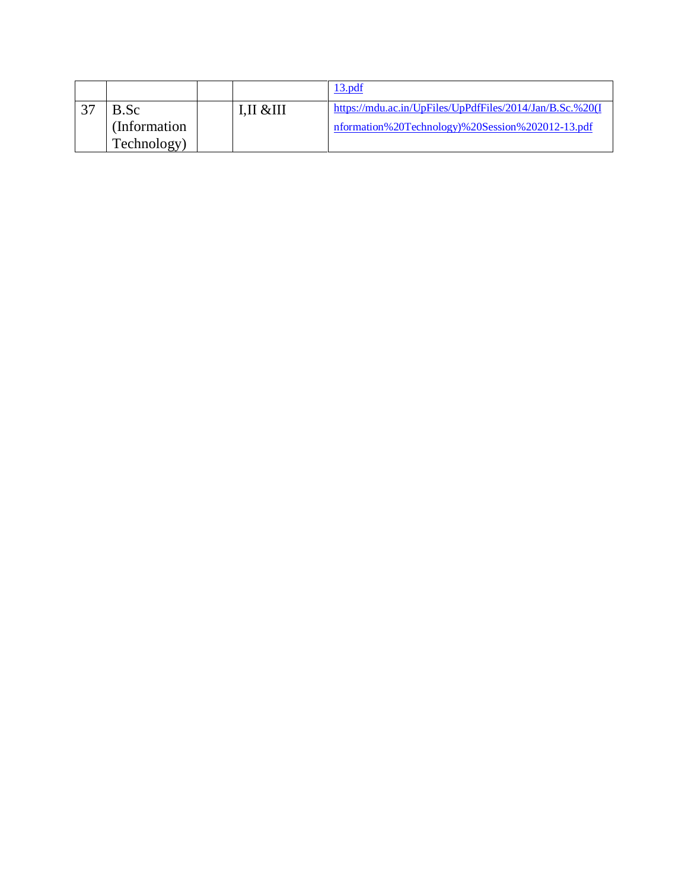| | | | | |
|---|---|---|---|---|
| | | | | 13.pdf |
| 37 | B.Sc (Information Technology) | | I,II &III | https://mdu.ac.in/UpFiles/UpPdfFiles/2014/Jan/B.Sc.%20(Information%20Technology)%20Session%202012-13.pdf |